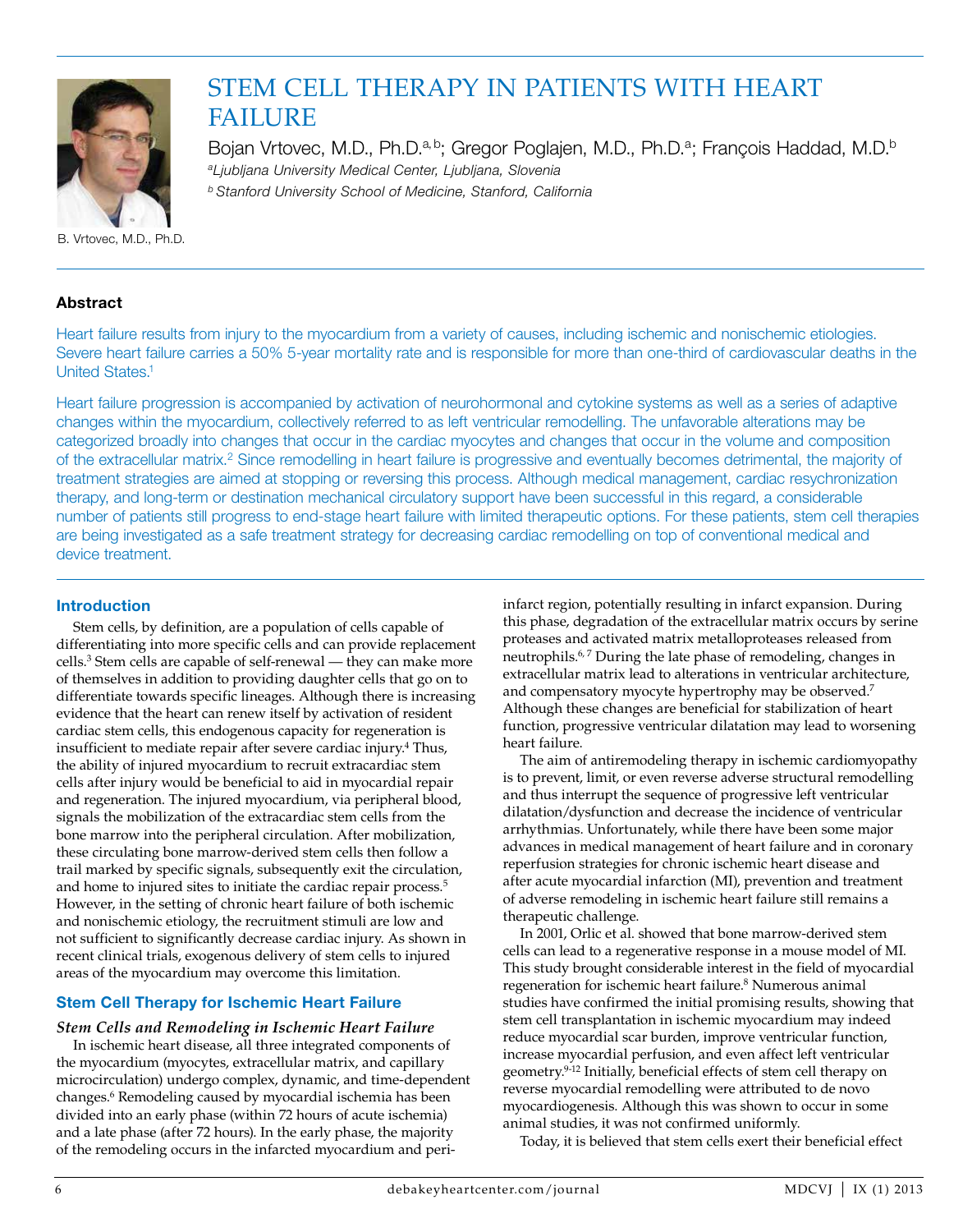# STEM CELL THERAPY IN PATIENTS WITH HEART FAILURE

Bojan Vrtovec, M.D., Ph.D.[a, b]; Gregor Poglajen, M.D., Ph.D.[a]; François Haddad, M.D.[b]

[a]*Ljubljana University Medical Center, Ljubljana, Slovenia*

[b]*Stanford University School of Medicine, Stanford, California*

B. Vrtovec, M.D., Ph.D.

## Abstract

Heart failure results from injury to the myocardium from a variety of causes, including ischemic and nonischemic etiologies. Severe heart failure carries a 50% 5-year mortality rate and is responsible for more than one-third of cardiovascular deaths in the United States.[1]

Heart failure progression is accompanied by activation of neurohormonal and cytokine systems as well as a series of adaptive changes within the myocardium, collectively referred to as left ventricular remodelling. The unfavorable alterations may be categorized broadly into changes that occur in the cardiac myocytes and changes that occur in the volume and composition of the extracellular matrix.[2] Since remodelling in heart failure is progressive and eventually becomes detrimental, the majority of treatment strategies are aimed at stopping or reversing this process. Although medical management, cardiac resychronization therapy, and long-term or destination mechanical circulatory support have been successful in this regard, a considerable number of patients still progress to end-stage heart failure with limited therapeutic options. For these patients, stem cell therapies are being investigated as a safe treatment strategy for decreasing cardiac remodelling on top of conventional medical and device treatment.

## Introduction

Stem cells, by definition, are a population of cells capable of differentiating into more specific cells and can provide replacement cells.[3] Stem cells are capable of self-renewal — they can make more of themselves in addition to providing daughter cells that go on to differentiate towards specific lineages. Although there is increasing evidence that the heart can renew itself by activation of resident cardiac stem cells, this endogenous capacity for regeneration is insufficient to mediate repair after severe cardiac injury.[4] Thus, the ability of injured myocardium to recruit extracardiac stem cells after injury would be beneficial to aid in myocardial repair and regeneration. The injured myocardium, via peripheral blood, signals the mobilization of the extracardiac stem cells from the bone marrow into the peripheral circulation. After mobilization, these circulating bone marrow-derived stem cells then follow a trail marked by specific signals, subsequently exit the circulation, and home to injured sites to initiate the cardiac repair process.[5] However, in the setting of chronic heart failure of both ischemic and nonischemic etiology, the recruitment stimuli are low and not sufficient to significantly decrease cardiac injury. As shown in recent clinical trials, exogenous delivery of stem cells to injured areas of the myocardium may overcome this limitation.

## Stem Cell Therapy for Ischemic Heart Failure

### *Stem Cells and Remodeling in Ischemic Heart Failure*

In ischemic heart disease, all three integrated components of the myocardium (myocytes, extracellular matrix, and capillary microcirculation) undergo complex, dynamic, and time-dependent changes.[6] Remodeling caused by myocardial ischemia has been divided into an early phase (within 72 hours of acute ischemia) and a late phase (after 72 hours). In the early phase, the majority of the remodeling occurs in the infarcted myocardium and peri-infarct region, potentially resulting in infarct expansion. During this phase, degradation of the extracellular matrix occurs by serine proteases and activated matrix metalloproteases released from neutrophils.[6, 7] During the late phase of remodeling, changes in extracellular matrix lead to alterations in ventricular architecture, and compensatory myocyte hypertrophy may be observed.[7] Although these changes are beneficial for stabilization of heart function, progressive ventricular dilatation may lead to worsening heart failure.

The aim of antiremodeling therapy in ischemic cardiomyopathy is to prevent, limit, or even reverse adverse structural remodelling and thus interrupt the sequence of progressive left ventricular dilatation/dysfunction and decrease the incidence of ventricular arrhythmias. Unfortunately, while there have been some major advances in medical management of heart failure and in coronary reperfusion strategies for chronic ischemic heart disease and after acute myocardial infarction (MI), prevention and treatment of adverse remodeling in ischemic heart failure still remains a therapeutic challenge.

In 2001, Orlic et al. showed that bone marrow-derived stem cells can lead to a regenerative response in a mouse model of MI. This study brought considerable interest in the field of myocardial regeneration for ischemic heart failure.[8] Numerous animal studies have confirmed the initial promising results, showing that stem cell transplantation in ischemic myocardium may indeed reduce myocardial scar burden, improve ventricular function, increase myocardial perfusion, and even affect left ventricular geometry.[9-12] Initially, beneficial effects of stem cell therapy on reverse myocardial remodelling were attributed to de novo myocardiogenesis. Although this was shown to occur in some animal studies, it was not confirmed uniformly.

Today, it is believed that stem cells exert their beneficial effect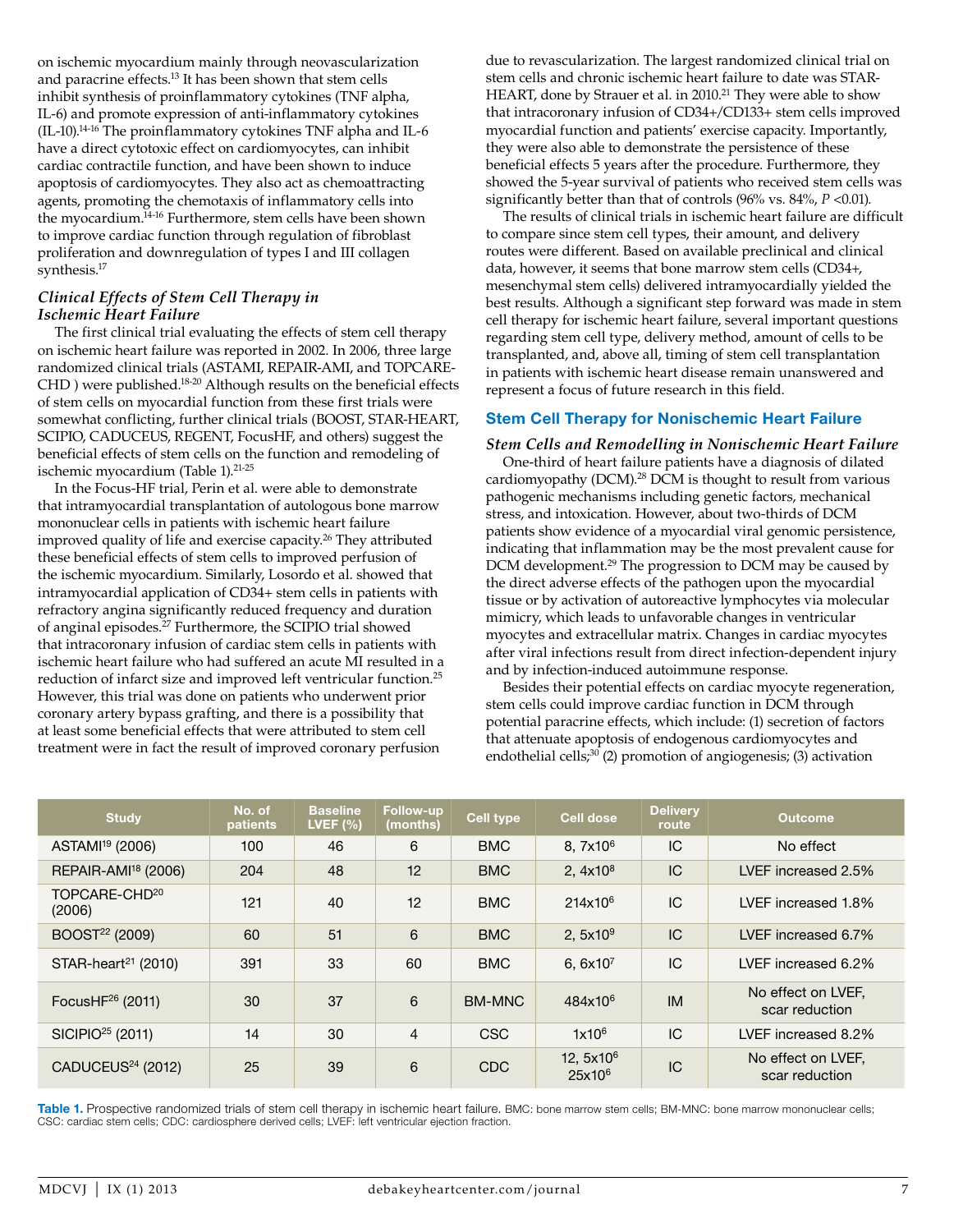on ischemic myocardium mainly through neovascularization and paracrine effects.[13] It has been shown that stem cells inhibit synthesis of proinflammatory cytokines (TNF alpha, IL-6) and promote expression of anti-inflammatory cytokines (IL-10).[14-16] The proinflammatory cytokines TNF alpha and IL-6 have a direct cytotoxic effect on cardiomyocytes, can inhibit cardiac contractile function, and have been shown to induce apoptosis of cardiomyocytes. They also act as chemoattracting agents, promoting the chemotaxis of inflammatory cells into the myocardium.[14-16] Furthermore, stem cells have been shown to improve cardiac function through regulation of fibroblast proliferation and downregulation of types I and III collagen synthesis.[17]

### *Clinical Effects of Stem Cell Therapy in Ischemic Heart Failure*

The first clinical trial evaluating the effects of stem cell therapy on ischemic heart failure was reported in 2002. In 2006, three large randomized clinical trials (ASTAMI, REPAIR-AMI, and TOPCARE-CHD ) were published.[18-20] Although results on the beneficial effects of stem cells on myocardial function from these first trials were somewhat conflicting, further clinical trials (BOOST, STAR-HEART, SCIPIO, CADUCEUS, REGENT, FocusHF, and others) suggest the beneficial effects of stem cells on the function and remodeling of ischemic myocardium (Table 1).[21-25]

In the Focus-HF trial, Perin et al. were able to demonstrate that intramyocardial transplantation of autologous bone marrow mononuclear cells in patients with ischemic heart failure improved quality of life and exercise capacity.[26] They attributed these beneficial effects of stem cells to improved perfusion of the ischemic myocardium. Similarly, Losordo et al. showed that intramyocardial application of CD34+ stem cells in patients with refractory angina significantly reduced frequency and duration of anginal episodes.[27] Furthermore, the SCIPIO trial showed that intracoronary infusion of cardiac stem cells in patients with ischemic heart failure who had suffered an acute MI resulted in a reduction of infarct size and improved left ventricular function.[25] However, this trial was done on patients who underwent prior coronary artery bypass grafting, and there is a possibility that at least some beneficial effects that were attributed to stem cell treatment were in fact the result of improved coronary perfusion due to revascularization. The largest randomized clinical trial on stem cells and chronic ischemic heart failure to date was STAR-HEART, done by Strauer et al. in 2010.[21] They were able to show that intracoronary infusion of CD34+/CD133+ stem cells improved myocardial function and patients' exercise capacity. Importantly, they were also able to demonstrate the persistence of these beneficial effects 5 years after the procedure. Furthermore, they showed the 5-year survival of patients who received stem cells was significantly better than that of controls (96% vs. 84%, $P < 0.01$).

The results of clinical trials in ischemic heart failure are difficult to compare since stem cell types, their amount, and delivery routes were different. Based on available preclinical and clinical data, however, it seems that bone marrow stem cells (CD34+, mesenchymal stem cells) delivered intramyocardially yielded the best results. Although a significant step forward was made in stem cell therapy for ischemic heart failure, several important questions regarding stem cell type, delivery method, amount of cells to be transplanted, and, above all, timing of stem cell transplantation in patients with ischemic heart disease remain unanswered and represent a focus of future research in this field.

## Stem Cell Therapy for Nonischemic Heart Failure

### *Stem Cells and Remodelling in Nonischemic Heart Failure*

One-third of heart failure patients have a diagnosis of dilated cardiomyopathy (DCM).[28] DCM is thought to result from various pathogenic mechanisms including genetic factors, mechanical stress, and intoxication. However, about two-thirds of DCM patients show evidence of a myocardial viral genomic persistence, indicating that inflammation may be the most prevalent cause for DCM development.[29] The progression to DCM may be caused by the direct adverse effects of the pathogen upon the myocardial tissue or by activation of autoreactive lymphocytes via molecular mimicry, which leads to unfavorable changes in ventricular myocytes and extracellular matrix. Changes in cardiac myocytes after viral infections result from direct infection-dependent injury and by infection-induced autoimmune response.

Besides their potential effects on cardiac myocyte regeneration, stem cells could improve cardiac function in DCM through potential paracrine effects, which include: (1) secretion of factors that attenuate apoptosis of endogenous cardiomyocytes and endothelial cells;[30] (2) promotion of angiogenesis; (3) activation

| Study | No. of patients | Baseline LVEF (%) | Follow-up (months) | Cell type | Cell dose | Delivery route | Outcome |
|---|---|---|---|---|---|---|---|
| ASTAMI[19] (2006) | 100 | 46 | 6 | BMC | $8,7\times10^6$ | IC | No effect |
| REPAIR-AMI[18] (2006) | 204 | 48 | 12 | BMC | $2,4\times10^8$ | IC | LVEF increased 2.5% |
| TOPCARE-CHD[20] (2006) | 121 | 40 | 12 | BMC | $214\times10^6$ | IC | LVEF increased 1.8% |
| BOOST[22] (2009) | 60 | 51 | 6 | BMC | $2,5\times10^9$ | IC | LVEF increased 6.7% |
| STAR-heart[21] (2010) | 391 | 33 | 60 | BMC | $6,6\times10^7$ | IC | LVEF increased 6.2% |
| FocusHF[26] (2011) | 30 | 37 | 6 | BM-MNC | $484\times10^6$ | IM | No effect on LVEF, scar reduction |
| SICIPIO[25] (2011) | 14 | 30 | 4 | CSC | $1\times10^6$ | IC | LVEF increased 8.2% |
| CADUCEUS[24] (2012) | 25 | 39 | 6 | CDC | $12,5\times10^6$ $25\times10^6$ | IC | No effect on LVEF, scar reduction |

**Table 1.** Prospective randomized trials of stem cell therapy in ischemic heart failure. BMC: bone marrow stem cells; BM-MNC: bone marrow mononuclear cells; CSC: cardiac stem cells; CDC: cardiosphere derived cells; LVEF: left ventricular ejection fraction.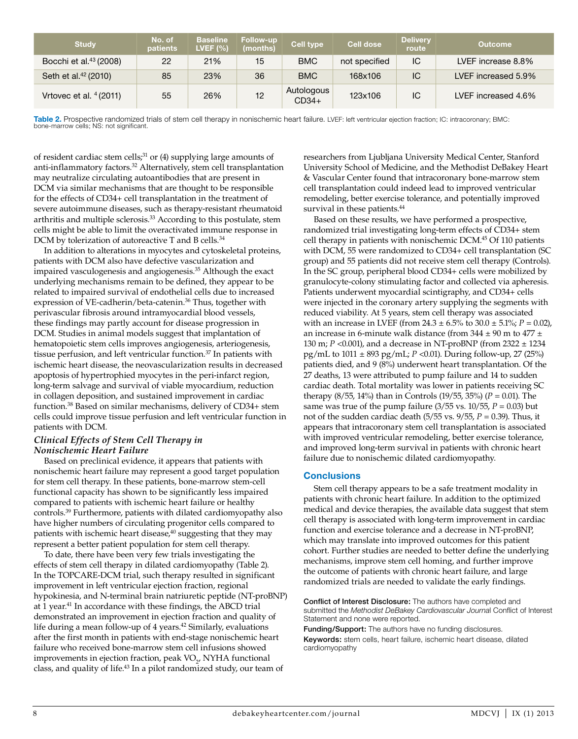| Study | No. of patients | Baseline LVEF (%) | Follow-up (months) | Cell type | Cell dose | Delivery route | Outcome |
|---|---|---|---|---|---|---|---|
| Bocchi et al.[43] (2008) | 22 | 21% | 15 | BMC | not specified | IC | LVEF increase 8.8% |
| Seth et al.[42] (2010) | 85 | 23% | 36 | BMC | 168x106 | IC | LVEF increased 5.9% |
| Vrtovec et al. [4] (2011) | 55 | 26% | 12 | Autologous CD34+ | 123x106 | IC | LVEF increased 4.6% |

**Table 2.** Prospective randomized trials of stem cell therapy in nonischemic heart failure. LVEF: left ventricular ejection fraction; IC: intracoronary; BMC: bone-marrow cells; NS: not significant.

of resident cardiac stem cells;[31] or (4) supplying large amounts of anti-inflammatory factors.[32] Alternatively, stem cell transplantation may neutralize circulating autoantibodies that are present in DCM via similar mechanisms that are thought to be responsible for the effects of CD34+ cell transplantation in the treatment of severe autoimmune diseases, such as therapy-resistant rheumatoid arthritis and multiple sclerosis.[33] According to this postulate, stem cells might be able to limit the overactivated immune response in DCM by tolerization of autoreactive T and B cells.[34]

In addition to alterations in myocytes and cytoskeletal proteins, patients with DCM also have defective vascularization and impaired vasculogenesis and angiogenesis.[35] Although the exact underlying mechanisms remain to be defined, they appear to be related to impaired survival of endothelial cells due to increased expression of VE-cadherin/beta-catenin.[36] Thus, together with perivascular fibrosis around intramyocardial blood vessels, these findings may partly account for disease progression in DCM. Studies in animal models suggest that implantation of hematopoietic stem cells improves angiogenesis, arteriogenesis, tissue perfusion, and left ventricular function.[37] In patients with ischemic heart disease, the neovascularization results in decreased apoptosis of hypertrophied myocytes in the peri-infarct region, long-term salvage and survival of viable myocardium, reduction in collagen deposition, and sustained improvement in cardiac function.[38] Based on similar mechanisms, delivery of CD34+ stem cells could improve tissue perfusion and left ventricular function in patients with DCM.

### *Clinical Effects of Stem Cell Therapy in Nonischemic Heart Failure*

Based on preclinical evidence, it appears that patients with nonischemic heart failure may represent a good target population for stem cell therapy. In these patients, bone-marrow stem-cell functional capacity has shown to be significantly less impaired compared to patients with ischemic heart failure or healthy controls.[39] Furthermore, patients with dilated cardiomyopathy also have higher numbers of circulating progenitor cells compared to patients with ischemic heart disease,[40] suggesting that they may represent a better patient population for stem cell therapy.

To date, there have been very few trials investigating the effects of stem cell therapy in dilated cardiomyopathy (Table 2). In the TOPCARE-DCM trial, such therapy resulted in significant improvement in left ventricular ejection fraction, regional hypokinesia, and N-terminal brain natriuretic peptide (NT-proBNP) at 1 year.[41] In accordance with these findings, the ABCD trial demonstrated an improvement in ejection fraction and quality of life during a mean follow-up of 4 years.[42] Similarly, evaluations after the first month in patients with end-stage nonischemic heart failure who received bone-marrow stem cell infusions showed improvements in ejection fraction, peak $VO_2$, NYHA functional class, and quality of life.[43] In a pilot randomized study, our team of researchers from Ljubljana University Medical Center, Stanford University School of Medicine, and the Methodist DeBakey Heart & Vascular Center found that intracoronary bone-marrow stem cell transplantation could indeed lead to improved ventricular remodeling, better exercise tolerance, and potentially improved survival in these patients.[44]

Based on these results, we have performed a prospective, randomized trial investigating long-term effects of CD34+ stem cell therapy in patients with nonischemic DCM.[45] Of 110 patients with DCM, 55 were randomized to CD34+ cell transplantation (SC group) and 55 patients did not receive stem cell therapy (Controls). In the SC group, peripheral blood CD34+ cells were mobilized by granulocyte-colony stimulating factor and collected via apheresis. Patients underwent myocardial scintigraphy, and CD34+ cells were injected in the coronary artery supplying the segments with reduced viability. At 5 years, stem cell therapy was associated with an increase in LVEF (from 24.3 ± 6.5% to 30.0 ± 5.1%; $P = 0.02$), an increase in 6-minute walk distance (from 344 ± 90 m to 477 ± 130 m; $P < 0.001$), and a decrease in NT-proBNP (from 2322 ± 1234 pg/mL to 1011 ± 893 pg/mL; $P < 0.01$). During follow-up, 27 (25%) patients died, and 9 (8%) underwent heart transplantation. Of the 27 deaths, 13 were attributed to pump failure and 14 to sudden cardiac death. Total mortality was lower in patients receiving SC therapy (8/55, 14%) than in Controls (19/55, 35%) ($P = 0.01$). The same was true of the pump failure (3/55 vs. 10/55, $P = 0.03$) but not of the sudden cardiac death (5/55 vs. 9/55, $P = 0.39$). Thus, it appears that intracoronary stem cell transplantation is associated with improved ventricular remodeling, better exercise tolerance, and improved long-term survival in patients with chronic heart failure due to nonischemic dilated cardiomyopathy.

## Conclusions

Stem cell therapy appears to be a safe treatment modality in patients with chronic heart failure. In addition to the optimized medical and device therapies, the available data suggest that stem cell therapy is associated with long-term improvement in cardiac function and exercise tolerance and a decrease in NT-proBNP, which may translate into improved outcomes for this patient cohort. Further studies are needed to better define the underlying mechanisms, improve stem cell homing, and further improve the outcome of patients with chronic heart failure, and large randomized trials are needed to validate the early findings.

**Conflict of Interest Disclosure:** The authors have completed and submitted the *Methodist DeBakey Cardiovascular Journal* Conflict of Interest Statement and none were reported.

**Funding/Support:** The authors have no funding disclosures.

**Keywords:** stem cells, heart failure, ischemic heart disease, dilated cardiomyopathy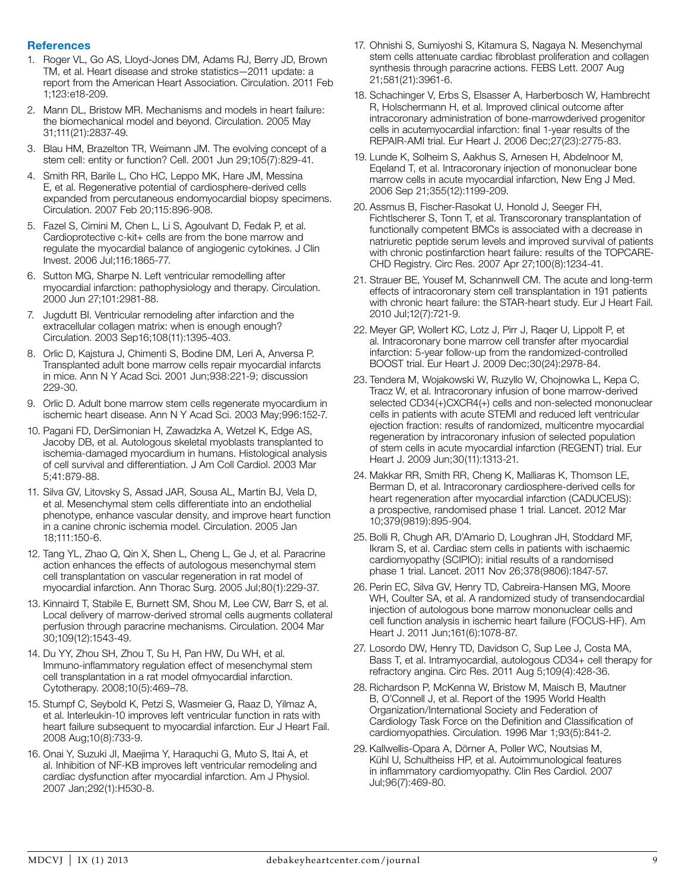## References

1. Roger VL, Go AS, Lloyd-Jones DM, Adams RJ, Berry JD, Brown TM, et al. Heart disease and stroke statistics—2011 update: a report from the American Heart Association. Circulation. 2011 Feb 1;123:e18-209.
2. Mann DL, Bristow MR. Mechanisms and models in heart failure: the biomechanical model and beyond. Circulation. 2005 May 31;111(21):2837-49.
3. Blau HM, Brazelton TR, Weimann JM. The evolving concept of a stem cell: entity or function? Cell. 2001 Jun 29;105(7):829-41.
4. Smith RR, Barile L, Cho HC, Leppo MK, Hare JM, Messina E, et al. Regenerative potential of cardiosphere-derived cells expanded from percutaneous endomyocardial biopsy specimens. Circulation. 2007 Feb 20;115:896-908.
5. Fazel S, Cimini M, Chen L, Li S, Agoulvant D, Fedak P, et al. Cardioprotective c-kit+ cells are from the bone marrow and regulate the myocardial balance of angiogenic cytokines. J Clin Invest. 2006 Jul;116:1865-77.
6. Sutton MG, Sharpe N. Left ventricular remodelling after myocardial infarction: pathophysiology and therapy. Circulation. 2000 Jun 27;101:2981-88.
7. Jugdutt BI. Ventricular remodeling after infarction and the extracellular collagen matrix: when is enough enough? Circulation. 2003 Sep16;108(11):1395-403.
8. Orlic D, Kajstura J, Chimenti S, Bodine DM, Leri A, Anversa P. Transplanted adult bone marrow cells repair myocardial infarcts in mice. Ann N Y Acad Sci. 2001 Jun;938:221-9; discussion 229-30.
9. Orlic D. Adult bone marrow stem cells regenerate myocardium in ischemic heart disease. Ann N Y Acad Sci. 2003 May;996:152-7.
10. Pagani FD, DerSimonian H, Zawadzka A, Wetzel K, Edge AS, Jacoby DB, et al. Autologous skeletal myoblasts transplanted to ischemia-damaged myocardium in humans. Histological analysis of cell survival and differentiation. J Am Coll Cardiol. 2003 Mar 5;41:879-88.
11. Silva GV, Litovsky S, Assad JAR, Sousa AL, Martin BJ, Vela D, et al. Mesenchymal stem cells differentiate into an endothelial phenotype, enhance vascular density, and improve heart function in a canine chronic ischemia model. Circulation. 2005 Jan 18;111:150-6.
12. Tang YL, Zhao Q, Qin X, Shen L, Cheng L, Ge J, et al. Paracrine action enhances the effects of autologous mesenchymal stem cell transplantation on vascular regeneration in rat model of myocardial infarction. Ann Thorac Surg. 2005 Jul;80(1):229-37.
13. Kinnaird T, Stabile E, Burnett SM, Shou M, Lee CW, Barr S, et al. Local delivery of marrow-derived stromal cells augments collateral perfusion through paracrine mechanisms. Circulation. 2004 Mar 30;109(12):1543-49.
14. Du YY, Zhou SH, Zhou T, Su H, Pan HW, Du WH, et al. Immuno-inflammatory regulation effect of mesenchymal stem cell transplantation in a rat model ofmyocardial infarction. Cytotherapy. 2008;10(5):469–78.
15. Stumpf C, Seybold K, Petzi S, Wasmeier G, Raaz D, Yilmaz A, et al. Interleukin-10 improves left ventricular function in rats with heart failure subsequent to myocardial infarction. Eur J Heart Fail. 2008 Aug;10(8):733-9.
16. Onai Y, Suzuki JI, Maejima Y, Haraquchi G, Muto S, Itai A, et al. Inhibition of NF-KB improves left ventricular remodeling and cardiac dysfunction after myocardial infarction. Am J Physiol. 2007 Jan;292(1):H530-8.
17. Ohnishi S, Sumiyoshi S, Kitamura S, Nagaya N. Mesenchymal stem cells attenuate cardiac fibroblast proliferation and collagen synthesis through paracrine actions. FEBS Lett. 2007 Aug 21;581(21):3961-6.
18. Schachinger V, Erbs S, Elsasser A, Harberbosch W, Hambrecht R, Holschermann H, et al. Improved clinical outcome after intracoronary administration of bone-marrowderived progenitor cells in acutemyocardial infarction: final 1-year results of the REPAIR-AMI trial. Eur Heart J. 2006 Dec;27(23):2775-83.
19. Lunde K, Solheim S, Aakhus S, Arnesen H, Abdelnoor M, Eqeland T, et al. Intracoronary injection of mononuclear bone marrow cells in acute myocardial infarction, New Eng J Med. 2006 Sep 21;355(12):1199-209.
20. Assmus B, Fischer-Rasokat U, Honold J, Seeger FH, Fichtlscherer S, Tonn T, et al. Transcoronary transplantation of functionally competent BMCs is associated with a decrease in natriuretic peptide serum levels and improved survival of patients with chronic postinfarction heart failure: results of the TOPCARE-CHD Registry. Circ Res. 2007 Apr 27;100(8):1234-41.
21. Strauer BE, Yousef M, Schannwell CM. The acute and long-term effects of intracoronary stem cell transplantation in 191 patients with chronic heart failure: the STAR-heart study. Eur J Heart Fail. 2010 Jul;12(7):721-9.
22. Meyer GP, Wollert KC, Lotz J, Pirr J, Raqer U, Lippolt P, et al. Intracoronary bone marrow cell transfer after myocardial infarction: 5-year follow-up from the randomized-controlled BOOST trial. Eur Heart J. 2009 Dec;30(24):2978-84.
23. Tendera M, Wojakowski W, Ruzyllo W, Chojnowka L, Kepa C, Tracz W, et al. Intracoronary infusion of bone marrow-derived selected CD34(+)CXCR4(+) cells and non-selected mononuclear cells in patients with acute STEMI and reduced left ventricular ejection fraction: results of randomized, multicentre myocardial regeneration by intracoronary infusion of selected population of stem cells in acute myocardial infarction (REGENT) trial. Eur Heart J. 2009 Jun;30(11):1313-21.
24. Makkar RR, Smith RR, Cheng K, Malliaras K, Thomson LE, Berman D, et al. Intracoronary cardiosphere-derived cells for heart regeneration after myocardial infarction (CADUCEUS): a prospective, randomised phase 1 trial. Lancet. 2012 Mar 10;379(9819):895-904.
25. Bolli R, Chugh AR, D'Amario D, Loughran JH, Stoddard MF, Ikram S, et al. Cardiac stem cells in patients with ischaemic cardiomyopathy (SCIPIO): initial results of a randomised phase 1 trial. Lancet. 2011 Nov 26;378(9806):1847-57.
26. Perin EC, Silva GV, Henry TD, Cabreira-Hansen MG, Moore WH, Coulter SA, et al. A randomized study of transendocardial injection of autologous bone marrow mononuclear cells and cell function analysis in ischemic heart failure (FOCUS-HF). Am Heart J. 2011 Jun;161(6):1078-87.
27. Losordo DW, Henry TD, Davidson C, Sup Lee J, Costa MA, Bass T, et al. Intramyocardial, autologous CD34+ cell therapy for refractory angina. Circ Res. 2011 Aug 5;109(4):428-36.
28. Richardson P, McKenna W, Bristow M, Maisch B, Mautner B, O'Connell J, et al. Report of the 1995 World Health Organization/International Society and Federation of Cardiology Task Force on the Definition and Classification of cardiomyopathies. Circulation. 1996 Mar 1;93(5):841-2.
29. Kallwellis-Opara A, Dörner A, Poller WC, Noutsias M, Kühl U, Schultheiss HP, et al. Autoimmunological features in inflammatory cardiomyopathy. Clin Res Cardiol. 2007 Jul;96(7):469-80.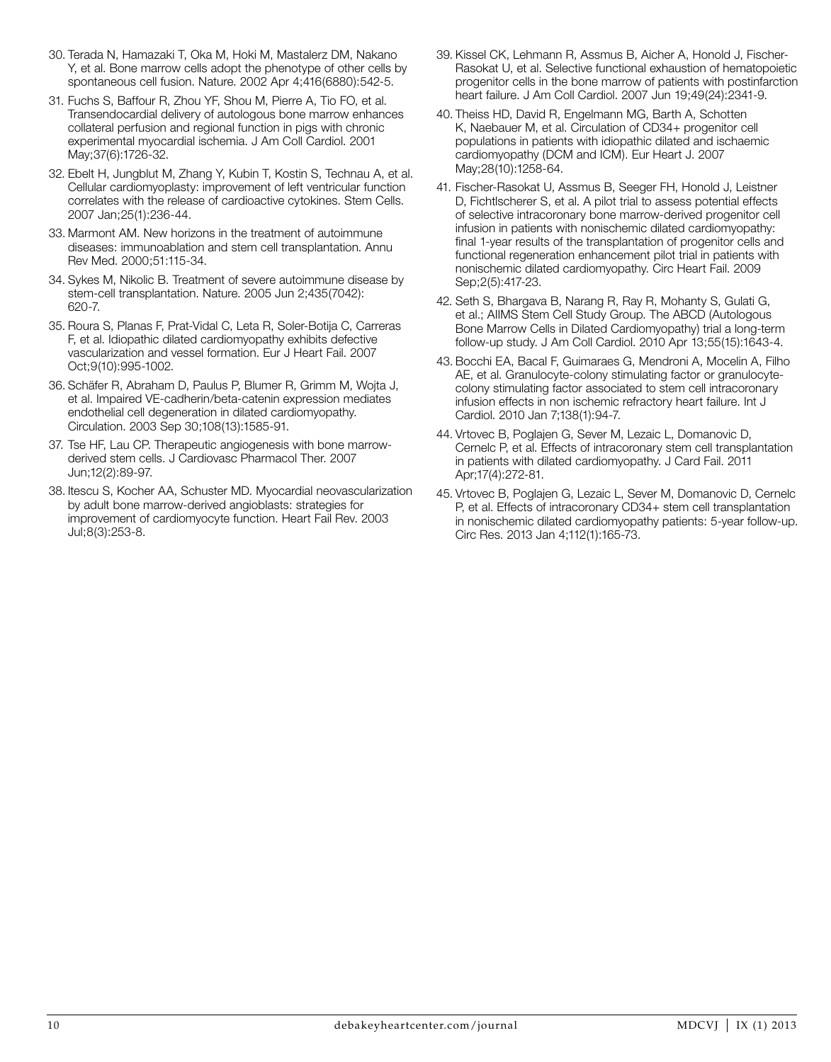30. Terada N, Hamazaki T, Oka M, Hoki M, Mastalerz DM, Nakano Y, et al. Bone marrow cells adopt the phenotype of other cells by spontaneous cell fusion. Nature. 2002 Apr 4;416(6880):542-5.
31. Fuchs S, Baffour R, Zhou YF, Shou M, Pierre A, Tio FO, et al. Transendocardial delivery of autologous bone marrow enhances collateral perfusion and regional function in pigs with chronic experimental myocardial ischemia. J Am Coll Cardiol. 2001 May;37(6):1726-32.
32. Ebelt H, Jungblut M, Zhang Y, Kubin T, Kostin S, Technau A, et al. Cellular cardiomyoplasty: improvement of left ventricular function correlates with the release of cardioactive cytokines. Stem Cells. 2007 Jan;25(1):236-44.
33. Marmont AM. New horizons in the treatment of autoimmune diseases: immunoablation and stem cell transplantation. Annu Rev Med. 2000;51:115-34.
34. Sykes M, Nikolic B. Treatment of severe autoimmune disease by stem-cell transplantation. Nature. 2005 Jun 2;435(7042): 620-7.
35. Roura S, Planas F, Prat-Vidal C, Leta R, Soler-Botija C, Carreras F, et al. Idiopathic dilated cardiomyopathy exhibits defective vascularization and vessel formation. Eur J Heart Fail. 2007 Oct;9(10):995-1002.
36. Schäfer R, Abraham D, Paulus P, Blumer R, Grimm M, Wojta J, et al. Impaired VE-cadherin/beta-catenin expression mediates endothelial cell degeneration in dilated cardiomyopathy. Circulation. 2003 Sep 30;108(13):1585-91.
37. Tse HF, Lau CP. Therapeutic angiogenesis with bone marrow-derived stem cells. J Cardiovasc Pharmacol Ther. 2007 Jun;12(2):89-97.
38. Itescu S, Kocher AA, Schuster MD. Myocardial neovascularization by adult bone marrow-derived angioblasts: strategies for improvement of cardiomyocyte function. Heart Fail Rev. 2003 Jul;8(3):253-8.
39. Kissel CK, Lehmann R, Assmus B, Aicher A, Honold J, Fischer-Rasokat U, et al. Selective functional exhaustion of hematopoietic progenitor cells in the bone marrow of patients with postinfarction heart failure. J Am Coll Cardiol. 2007 Jun 19;49(24):2341-9.
40. Theiss HD, David R, Engelmann MG, Barth A, Schotten K, Naebauer M, et al. Circulation of CD34+ progenitor cell populations in patients with idiopathic dilated and ischaemic cardiomyopathy (DCM and ICM). Eur Heart J. 2007 May;28(10):1258-64.
41. Fischer-Rasokat U, Assmus B, Seeger FH, Honold J, Leistner D, Fichtlscherer S, et al. A pilot trial to assess potential effects of selective intracoronary bone marrow-derived progenitor cell infusion in patients with nonischemic dilated cardiomyopathy: final 1-year results of the transplantation of progenitor cells and functional regeneration enhancement pilot trial in patients with nonischemic dilated cardiomyopathy. Circ Heart Fail. 2009 Sep;2(5):417-23.
42. Seth S, Bhargava B, Narang R, Ray R, Mohanty S, Gulati G, et al.; AIIMS Stem Cell Study Group. The ABCD (Autologous Bone Marrow Cells in Dilated Cardiomyopathy) trial a long-term follow-up study. J Am Coll Cardiol. 2010 Apr 13;55(15):1643-4.
43. Bocchi EA, Bacal F, Guimaraes G, Mendroni A, Mocelin A, Filho AE, et al. Granulocyte-colony stimulating factor or granulocyte-colony stimulating factor associated to stem cell intracoronary infusion effects in non ischemic refractory heart failure. Int J Cardiol. 2010 Jan 7;138(1):94-7.
44. Vrtovec B, Poglajen G, Sever M, Lezaic L, Domanovic D, Cernelc P, et al. Effects of intracoronary stem cell transplantation in patients with dilated cardiomyopathy. J Card Fail. 2011 Apr;17(4):272-81.
45. Vrtovec B, Poglajen G, Lezaic L, Sever M, Domanovic D, Cernelc P, et al. Effects of intracoronary CD34+ stem cell transplantation in nonischemic dilated cardiomyopathy patients: 5-year follow-up. Circ Res. 2013 Jan 4;112(1):165-73.